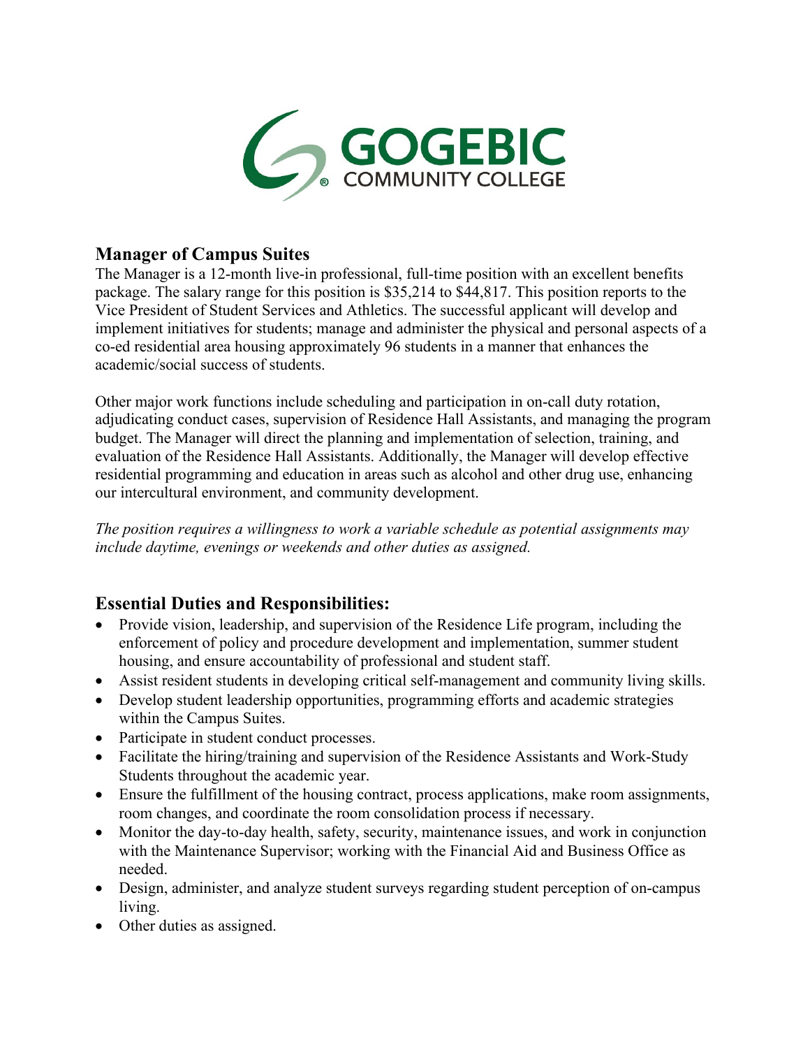GOGEBIC COMMUNITY COLLEGE

## Manager of Campus Suites

The Manager is a 12-month live-in professional, full-time position with an excellent benefits package. The salary range for this position is $35,214 to $44,817. This position reports to the Vice President of Student Services and Athletics. The successful applicant will develop and implement initiatives for students; manage and administer the physical and personal aspects of a co-ed residential area housing approximately 96 students in a manner that enhances the academic/social success of students.

Other major work functions include scheduling and participation in on-call duty rotation, adjudicating conduct cases, supervision of Residence Hall Assistants, and managing the program budget. The Manager will direct the planning and implementation of selection, training, and evaluation of the Residence Hall Assistants. Additionally, the Manager will develop effective residential programming and education in areas such as alcohol and other drug use, enhancing our intercultural environment, and community development.

*The position requires a willingness to work a variable schedule as potential assignments may include daytime, evenings or weekends and other duties as assigned.*

## Essential Duties and Responsibilities:

- Provide vision, leadership, and supervision of the Residence Life program, including the enforcement of policy and procedure development and implementation, summer student housing, and ensure accountability of professional and student staff.
- Assist resident students in developing critical self-management and community living skills.
- Develop student leadership opportunities, programming efforts and academic strategies within the Campus Suites.
- Participate in student conduct processes.
- Facilitate the hiring/training and supervision of the Residence Assistants and Work-Study Students throughout the academic year.
- Ensure the fulfillment of the housing contract, process applications, make room assignments, room changes, and coordinate the room consolidation process if necessary.
- Monitor the day-to-day health, safety, security, maintenance issues, and work in conjunction with the Maintenance Supervisor; working with the Financial Aid and Business Office as needed.
- Design, administer, and analyze student surveys regarding student perception of on-campus living.
- Other duties as assigned.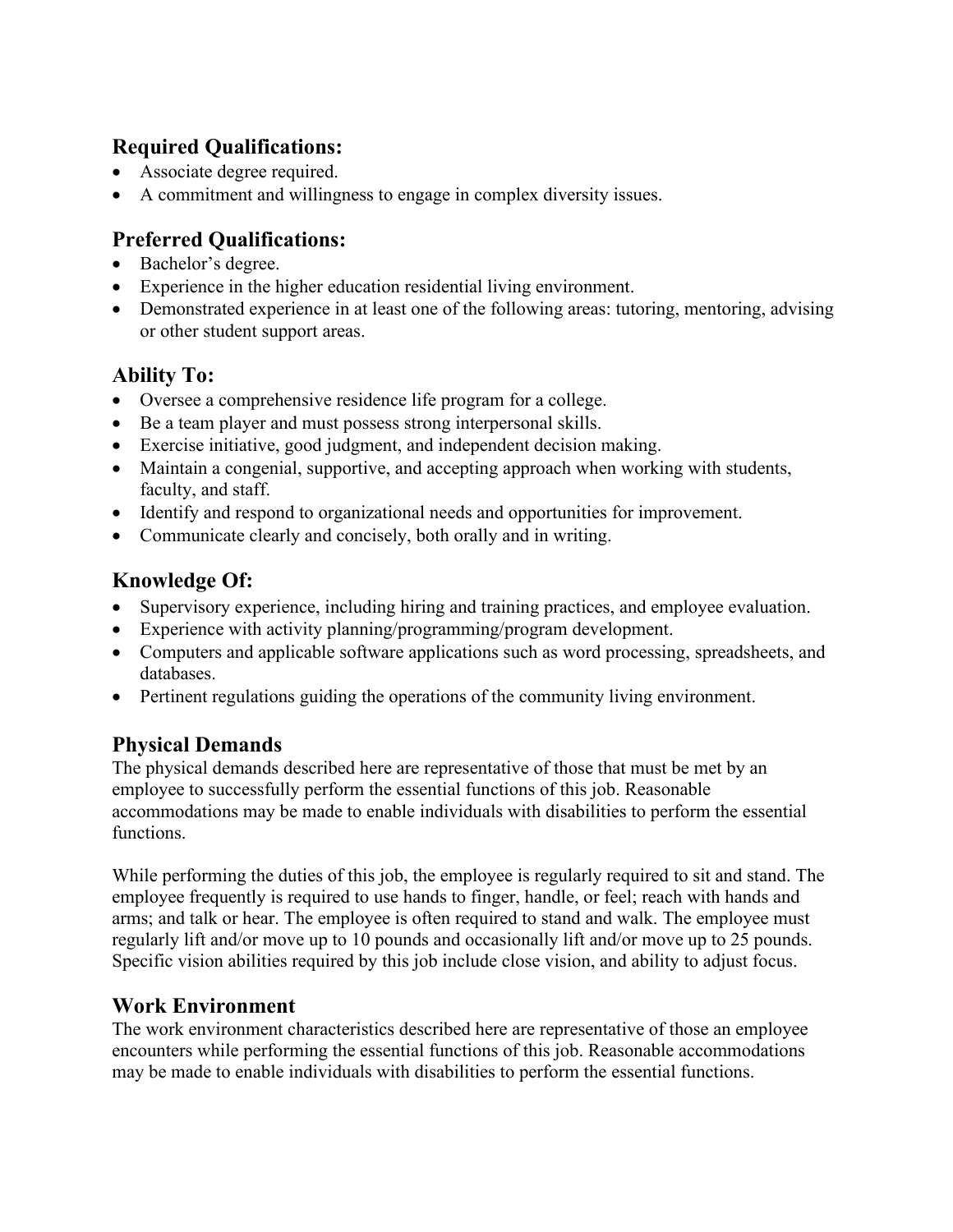## Required Qualifications:

- Associate degree required.
- A commitment and willingness to engage in complex diversity issues.

## Preferred Qualifications:

- Bachelor's degree.
- Experience in the higher education residential living environment.
- Demonstrated experience in at least one of the following areas: tutoring, mentoring, advising or other student support areas.

## Ability To:

- Oversee a comprehensive residence life program for a college.
- Be a team player and must possess strong interpersonal skills.
- Exercise initiative, good judgment, and independent decision making.
- Maintain a congenial, supportive, and accepting approach when working with students, faculty, and staff.
- Identify and respond to organizational needs and opportunities for improvement.
- Communicate clearly and concisely, both orally and in writing.

## Knowledge Of:

- Supervisory experience, including hiring and training practices, and employee evaluation.
- Experience with activity planning/programming/program development.
- Computers and applicable software applications such as word processing, spreadsheets, and databases.
- Pertinent regulations guiding the operations of the community living environment.

## Physical Demands

The physical demands described here are representative of those that must be met by an employee to successfully perform the essential functions of this job. Reasonable accommodations may be made to enable individuals with disabilities to perform the essential functions.

While performing the duties of this job, the employee is regularly required to sit and stand. The employee frequently is required to use hands to finger, handle, or feel; reach with hands and arms; and talk or hear. The employee is often required to stand and walk. The employee must regularly lift and/or move up to 10 pounds and occasionally lift and/or move up to 25 pounds. Specific vision abilities required by this job include close vision, and ability to adjust focus.

## Work Environment

The work environment characteristics described here are representative of those an employee encounters while performing the essential functions of this job. Reasonable accommodations may be made to enable individuals with disabilities to perform the essential functions.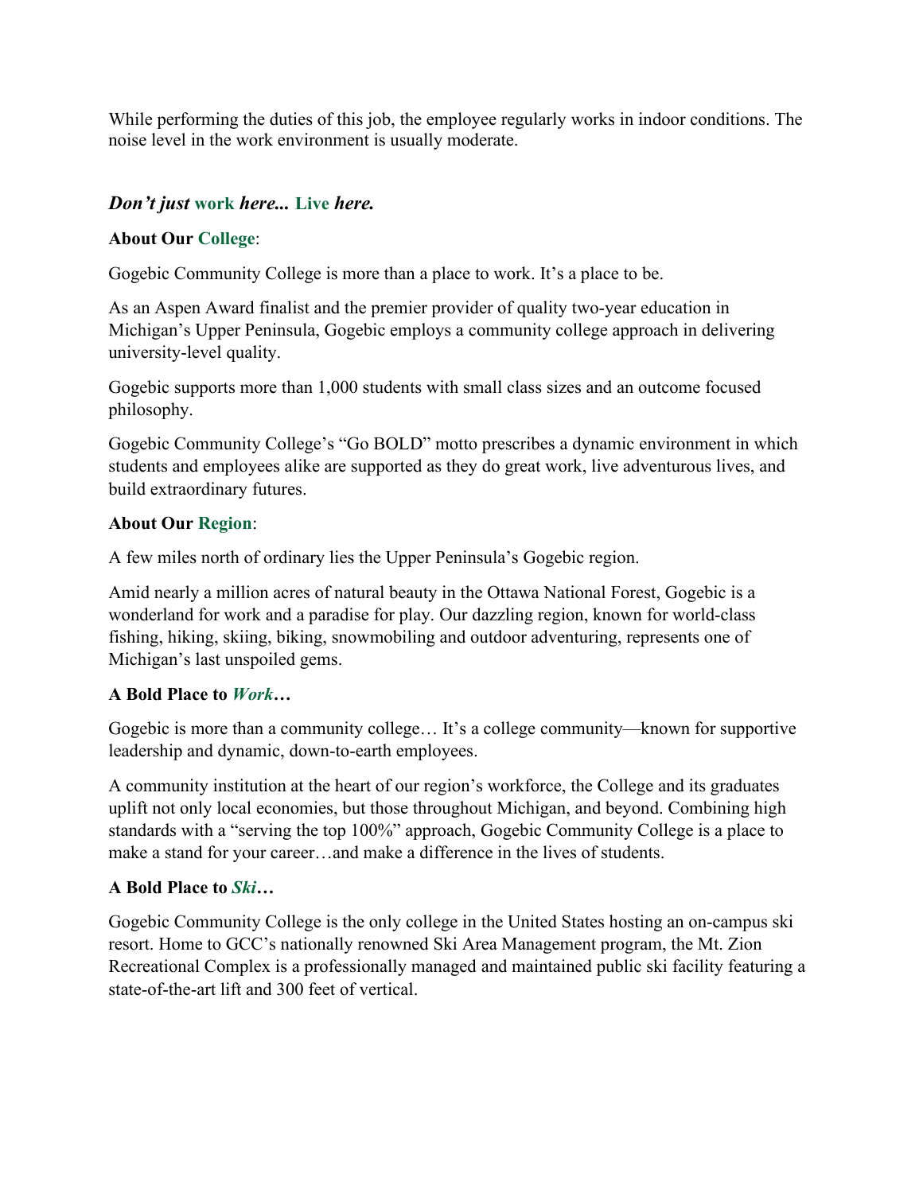While performing the duties of this job, the employee regularly works in indoor conditions. The noise level in the work environment is usually moderate.

### ***Don't just work here... Live here.***

**About Our College**:

Gogebic Community College is more than a place to work. It's a place to be.

As an Aspen Award finalist and the premier provider of quality two-year education in Michigan's Upper Peninsula, Gogebic employs a community college approach in delivering university-level quality.

Gogebic supports more than 1,000 students with small class sizes and an outcome focused philosophy.

Gogebic Community College's "Go BOLD" motto prescribes a dynamic environment in which students and employees alike are supported as they do great work, live adventurous lives, and build extraordinary futures.

**About Our Region**:

A few miles north of ordinary lies the Upper Peninsula's Gogebic region.

Amid nearly a million acres of natural beauty in the Ottawa National Forest, Gogebic is a wonderland for work and a paradise for play. Our dazzling region, known for world-class fishing, hiking, skiing, biking, snowmobiling and outdoor adventuring, represents one of Michigan's last unspoiled gems.

**A Bold Place to *Work*…**

Gogebic is more than a community college… It's a college community—known for supportive leadership and dynamic, down-to-earth employees.

A community institution at the heart of our region's workforce, the College and its graduates uplift not only local economies, but those throughout Michigan, and beyond. Combining high standards with a "serving the top 100%" approach, Gogebic Community College is a place to make a stand for your career…and make a difference in the lives of students.

**A Bold Place to *Ski*…**

Gogebic Community College is the only college in the United States hosting an on-campus ski resort. Home to GCC's nationally renowned Ski Area Management program, the Mt. Zion Recreational Complex is a professionally managed and maintained public ski facility featuring a state-of-the-art lift and 300 feet of vertical.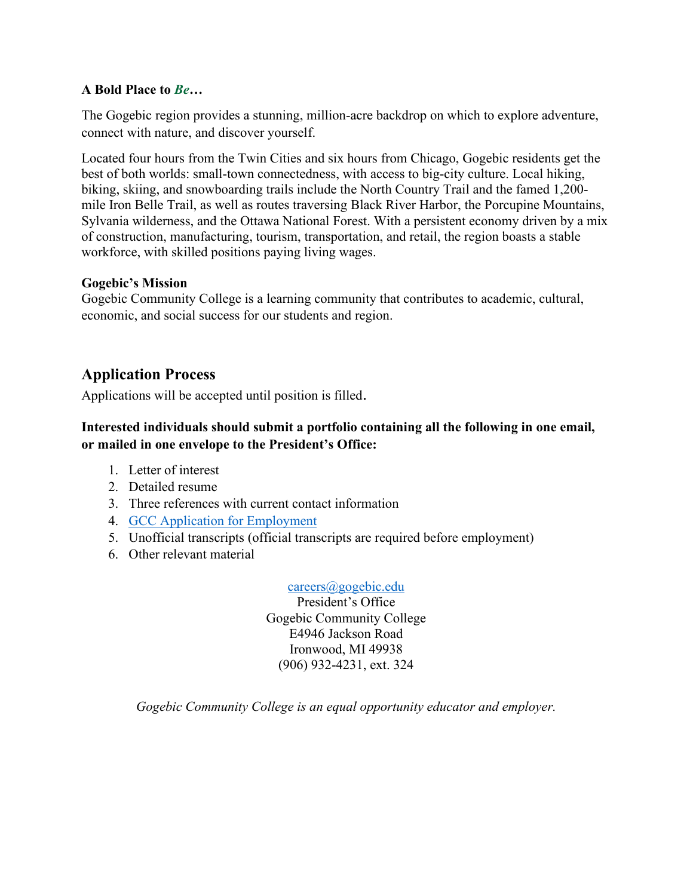**A Bold Place to *Be*…**

The Gogebic region provides a stunning, million-acre backdrop on which to explore adventure, connect with nature, and discover yourself.

Located four hours from the Twin Cities and six hours from Chicago, Gogebic residents get the best of both worlds: small-town connectedness, with access to big-city culture. Local hiking, biking, skiing, and snowboarding trails include the North Country Trail and the famed 1,200-mile Iron Belle Trail, as well as routes traversing Black River Harbor, the Porcupine Mountains, Sylvania wilderness, and the Ottawa National Forest. With a persistent economy driven by a mix of construction, manufacturing, tourism, transportation, and retail, the region boasts a stable workforce, with skilled positions paying living wages.

**Gogebic's Mission**

Gogebic Community College is a learning community that contributes to academic, cultural, economic, and social success for our students and region.

## Application Process

Applications will be accepted until position is filled.

**Interested individuals should submit a portfolio containing all the following in one email, or mailed in one envelope to the President's Office:**

1. Letter of interest
2. Detailed resume
3. Three references with current contact information
4. GCC Application for Employment
5. Unofficial transcripts (official transcripts are required before employment)
6. Other relevant material

careers@gogebic.edu
President's Office
Gogebic Community College
E4946 Jackson Road
Ironwood, MI 49938
(906) 932-4231, ext. 324

*Gogebic Community College is an equal opportunity educator and employer.*